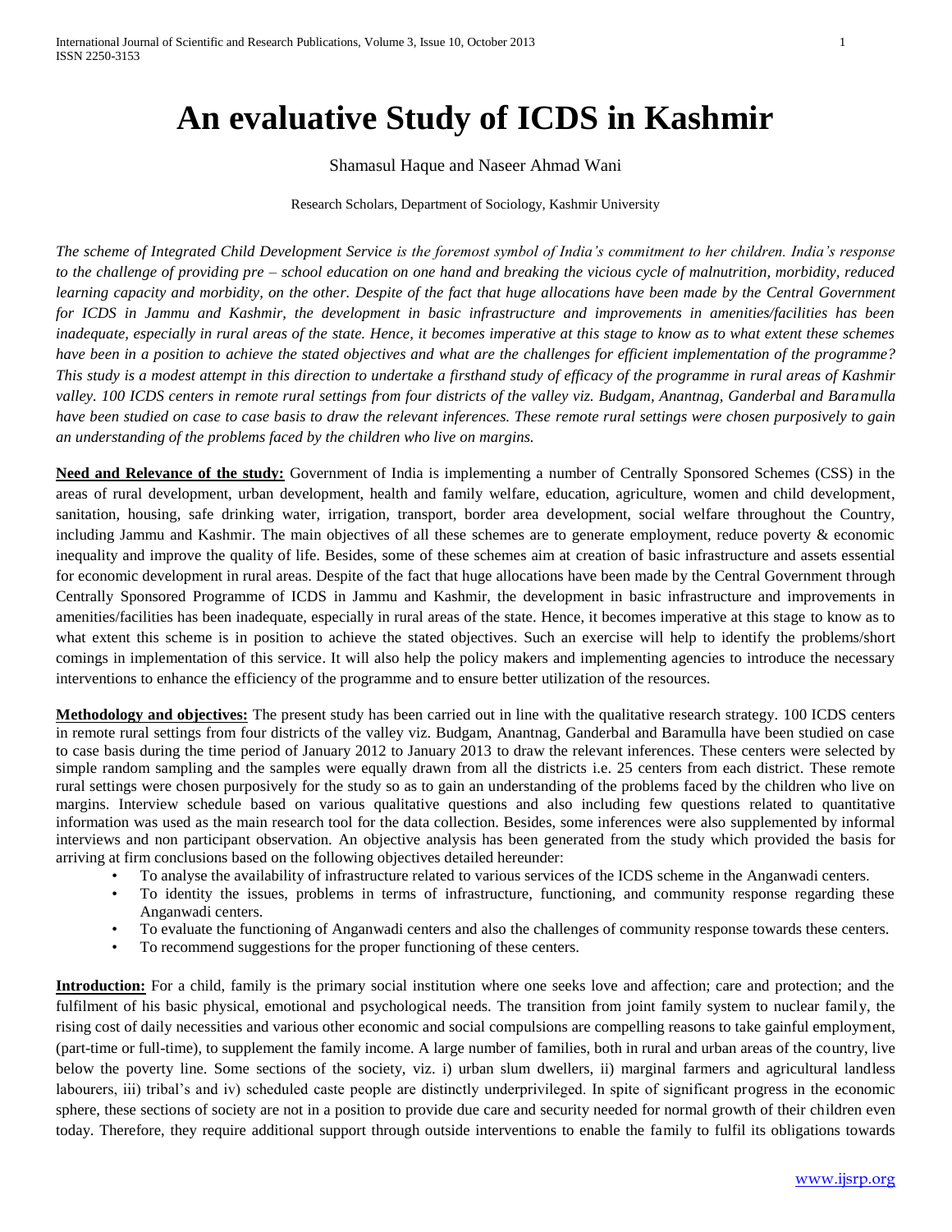# An evaluative Study of ICDS in Kashmir

Shamasul Haque and Naseer Ahmad Wani

Research Scholars, Department of Sociology, Kashmir University

*The scheme of Integrated Child Development Service is the foremost symbol of India's commitment to her children. India's response to the challenge of providing pre – school education on one hand and breaking the vicious cycle of malnutrition, morbidity, reduced learning capacity and morbidity, on the other. Despite of the fact that huge allocations have been made by the Central Government for ICDS in Jammu and Kashmir, the development in basic infrastructure and improvements in amenities/facilities has been inadequate, especially in rural areas of the state. Hence, it becomes imperative at this stage to know as to what extent these schemes have been in a position to achieve the stated objectives and what are the challenges for efficient implementation of the programme? This study is a modest attempt in this direction to undertake a firsthand study of efficacy of the programme in rural areas of Kashmir valley. 100 ICDS centers in remote rural settings from four districts of the valley viz. Budgam, Anantnag, Ganderbal and Baramulla have been studied on case to case basis to draw the relevant inferences. These remote rural settings were chosen purposively to gain an understanding of the problems faced by the children who live on margins.*

**Need and Relevance of the study:** Government of India is implementing a number of Centrally Sponsored Schemes (CSS) in the areas of rural development, urban development, health and family welfare, education, agriculture, women and child development, sanitation, housing, safe drinking water, irrigation, transport, border area development, social welfare throughout the Country, including Jammu and Kashmir. The main objectives of all these schemes are to generate employment, reduce poverty & economic inequality and improve the quality of life. Besides, some of these schemes aim at creation of basic infrastructure and assets essential for economic development in rural areas. Despite of the fact that huge allocations have been made by the Central Government through Centrally Sponsored Programme of ICDS in Jammu and Kashmir, the development in basic infrastructure and improvements in amenities/facilities has been inadequate, especially in rural areas of the state. Hence, it becomes imperative at this stage to know as to what extent this scheme is in position to achieve the stated objectives. Such an exercise will help to identify the problems/short comings in implementation of this service. It will also help the policy makers and implementing agencies to introduce the necessary interventions to enhance the efficiency of the programme and to ensure better utilization of the resources.

**Methodology and objectives:** The present study has been carried out in line with the qualitative research strategy. 100 ICDS centers in remote rural settings from four districts of the valley viz. Budgam, Anantnag, Ganderbal and Baramulla have been studied on case to case basis during the time period of January 2012 to January 2013 to draw the relevant inferences. These centers were selected by simple random sampling and the samples were equally drawn from all the districts i.e. 25 centers from each district. These remote rural settings were chosen purposively for the study so as to gain an understanding of the problems faced by the children who live on margins. Interview schedule based on various qualitative questions and also including few questions related to quantitative information was used as the main research tool for the data collection. Besides, some inferences were also supplemented by informal interviews and non participant observation. An objective analysis has been generated from the study which provided the basis for arriving at firm conclusions based on the following objectives detailed hereunder:

- To analyse the availability of infrastructure related to various services of the ICDS scheme in the Anganwadi centers.
- To identity the issues, problems in terms of infrastructure, functioning, and community response regarding these Anganwadi centers.
- To evaluate the functioning of Anganwadi centers and also the challenges of community response towards these centers.
- To recommend suggestions for the proper functioning of these centers.

**Introduction:** For a child, family is the primary social institution where one seeks love and affection; care and protection; and the fulfilment of his basic physical, emotional and psychological needs. The transition from joint family system to nuclear family, the rising cost of daily necessities and various other economic and social compulsions are compelling reasons to take gainful employment, (part-time or full-time), to supplement the family income. A large number of families, both in rural and urban areas of the country, live below the poverty line. Some sections of the society, viz. i) urban slum dwellers, ii) marginal farmers and agricultural landless labourers, iii) tribal's and iv) scheduled caste people are distinctly underprivileged. In spite of significant progress in the economic sphere, these sections of society are not in a position to provide due care and security needed for normal growth of their children even today. Therefore, they require additional support through outside interventions to enable the family to fulfil its obligations towards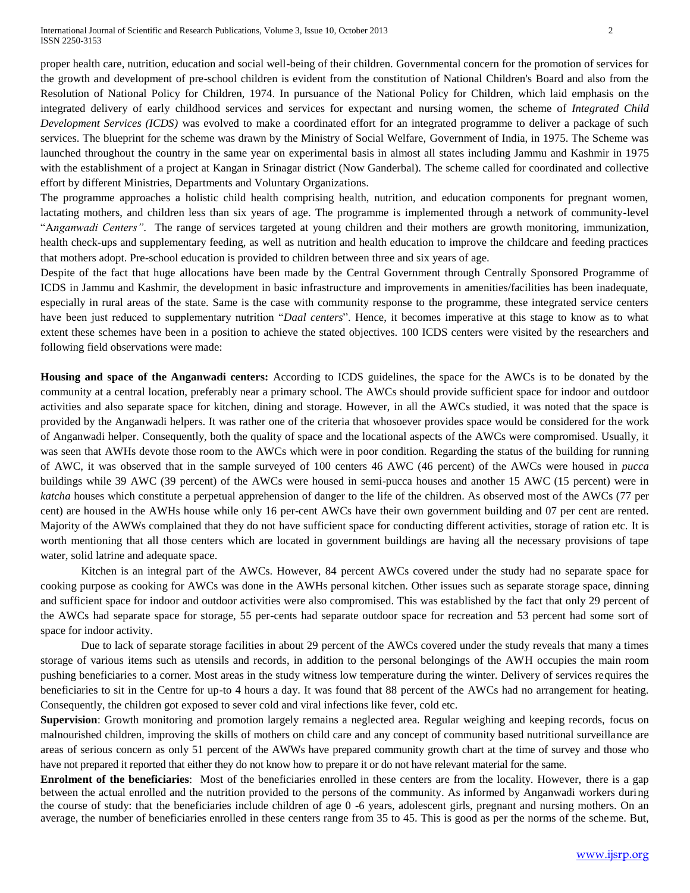proper health care, nutrition, education and social well-being of their children. Governmental concern for the promotion of services for the growth and development of pre-school children is evident from the constitution of National Children's Board and also from the Resolution of National Policy for Children, 1974. In pursuance of the National Policy for Children, which laid emphasis on the integrated delivery of early childhood services and services for expectant and nursing women, the scheme of *Integrated Child Development Services (ICDS)* was evolved to make a coordinated effort for an integrated programme to deliver a package of such services. The blueprint for the scheme was drawn by the Ministry of Social Welfare, Government of India, in 1975. The Scheme was launched throughout the country in the same year on experimental basis in almost all states including Jammu and Kashmir in 1975 with the establishment of a project at Kangan in Srinagar district (Now Ganderbal). The scheme called for coordinated and collective effort by different Ministries, Departments and Voluntary Organizations.

The programme approaches a holistic child health comprising health, nutrition, and education components for pregnant women, lactating mothers, and children less than six years of age. The programme is implemented through a network of community-level "*Anganwadi Centers"*. The range of services targeted at young children and their mothers are growth monitoring, immunization, health check-ups and supplementary feeding, as well as nutrition and health education to improve the childcare and feeding practices that mothers adopt. Pre-school education is provided to children between three and six years of age.

Despite of the fact that huge allocations have been made by the Central Government through Centrally Sponsored Programme of ICDS in Jammu and Kashmir, the development in basic infrastructure and improvements in amenities/facilities has been inadequate, especially in rural areas of the state. Same is the case with community response to the programme, these integrated service centers have been just reduced to supplementary nutrition "*Daal centers*". Hence, it becomes imperative at this stage to know as to what extent these schemes have been in a position to achieve the stated objectives. 100 ICDS centers were visited by the researchers and following field observations were made:

**Housing and space of the Anganwadi centers:** According to ICDS guidelines, the space for the AWCs is to be donated by the community at a central location, preferably near a primary school. The AWCs should provide sufficient space for indoor and outdoor activities and also separate space for kitchen, dining and storage. However, in all the AWCs studied, it was noted that the space is provided by the Anganwadi helpers. It was rather one of the criteria that whosoever provides space would be considered for the work of Anganwadi helper. Consequently, both the quality of space and the locational aspects of the AWCs were compromised. Usually, it was seen that AWHs devote those room to the AWCs which were in poor condition. Regarding the status of the building for running of AWC, it was observed that in the sample surveyed of 100 centers 46 AWC (46 percent) of the AWCs were housed in *pucca* buildings while 39 AWC (39 percent) of the AWCs were housed in semi-pucca houses and another 15 AWC (15 percent) were in *katcha* houses which constitute a perpetual apprehension of danger to the life of the children. As observed most of the AWCs (77 per cent) are housed in the AWHs house while only 16 per-cent AWCs have their own government building and 07 per cent are rented. Majority of the AWWs complained that they do not have sufficient space for conducting different activities, storage of ration etc. It is worth mentioning that all those centers which are located in government buildings are having all the necessary provisions of tape water, solid latrine and adequate space.

Kitchen is an integral part of the AWCs. However, 84 percent AWCs covered under the study had no separate space for cooking purpose as cooking for AWCs was done in the AWHs personal kitchen. Other issues such as separate storage space, dinning and sufficient space for indoor and outdoor activities were also compromised. This was established by the fact that only 29 percent of the AWCs had separate space for storage, 55 per-cents had separate outdoor space for recreation and 53 percent had some sort of space for indoor activity.

Due to lack of separate storage facilities in about 29 percent of the AWCs covered under the study reveals that many a times storage of various items such as utensils and records, in addition to the personal belongings of the AWH occupies the main room pushing beneficiaries to a corner. Most areas in the study witness low temperature during the winter. Delivery of services requires the beneficiaries to sit in the Centre for up-to 4 hours a day. It was found that 88 percent of the AWCs had no arrangement for heating. Consequently, the children got exposed to sever cold and viral infections like fever, cold etc.

**Supervision**: Growth monitoring and promotion largely remains a neglected area. Regular weighing and keeping records, focus on malnourished children, improving the skills of mothers on child care and any concept of community based nutritional surveillance are areas of serious concern as only 51 percent of the AWWs have prepared community growth chart at the time of survey and those who have not prepared it reported that either they do not know how to prepare it or do not have relevant material for the same.

**Enrolment of the beneficiaries**: Most of the beneficiaries enrolled in these centers are from the locality. However, there is a gap between the actual enrolled and the nutrition provided to the persons of the community. As informed by Anganwadi workers during the course of study: that the beneficiaries include children of age 0 -6 years, adolescent girls, pregnant and nursing mothers. On an average, the number of beneficiaries enrolled in these centers range from 35 to 45. This is good as per the norms of the scheme. But,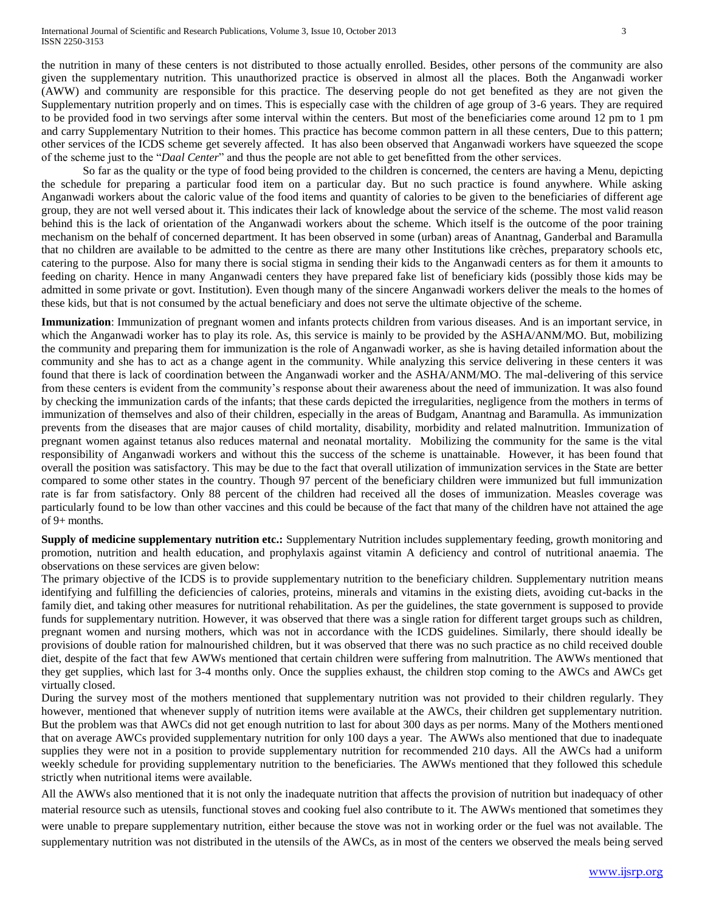the nutrition in many of these centers is not distributed to those actually enrolled. Besides, other persons of the community are also given the supplementary nutrition. This unauthorized practice is observed in almost all the places. Both the Anganwadi worker (AWW) and community are responsible for this practice. The deserving people do not get benefited as they are not given the Supplementary nutrition properly and on times. This is especially case with the children of age group of 3-6 years. They are required to be provided food in two servings after some interval within the centers. But most of the beneficiaries come around 12 pm to 1 pm and carry Supplementary Nutrition to their homes. This practice has become common pattern in all these centers, Due to this pattern; other services of the ICDS scheme get severely affected. It has also been observed that Anganwadi workers have squeezed the scope of the scheme just to the "*Daal Center*" and thus the people are not able to get benefitted from the other services.

So far as the quality or the type of food being provided to the children is concerned, the centers are having a Menu, depicting the schedule for preparing a particular food item on a particular day. But no such practice is found anywhere. While asking Anganwadi workers about the caloric value of the food items and quantity of calories to be given to the beneficiaries of different age group, they are not well versed about it. This indicates their lack of knowledge about the service of the scheme. The most valid reason behind this is the lack of orientation of the Anganwadi workers about the scheme. Which itself is the outcome of the poor training mechanism on the behalf of concerned department. It has been observed in some (urban) areas of Anantnag, Ganderbal and Baramulla that no children are available to be admitted to the centre as there are many other Institutions like crèches, preparatory schools etc, catering to the purpose. Also for many there is social stigma in sending their kids to the Anganwadi centers as for them it amounts to feeding on charity. Hence in many Anganwadi centers they have prepared fake list of beneficiary kids (possibly those kids may be admitted in some private or govt. Institution). Even though many of the sincere Anganwadi workers deliver the meals to the homes of these kids, but that is not consumed by the actual beneficiary and does not serve the ultimate objective of the scheme.

**Immunization**: Immunization of pregnant women and infants protects children from various diseases. And is an important service, in which the Anganwadi worker has to play its role. As, this service is mainly to be provided by the ASHA/ANM/MO. But, mobilizing the community and preparing them for immunization is the role of Anganwadi worker, as she is having detailed information about the community and she has to act as a change agent in the community. While analyzing this service delivering in these centers it was found that there is lack of coordination between the Anganwadi worker and the ASHA/ANM/MO. The mal-delivering of this service from these centers is evident from the community's response about their awareness about the need of immunization. It was also found by checking the immunization cards of the infants; that these cards depicted the irregularities, negligence from the mothers in terms of immunization of themselves and also of their children, especially in the areas of Budgam, Anantnag and Baramulla. As immunization prevents from the diseases that are major causes of child mortality, disability, morbidity and related malnutrition. Immunization of pregnant women against tetanus also reduces maternal and neonatal mortality. Mobilizing the community for the same is the vital responsibility of Anganwadi workers and without this the success of the scheme is unattainable. However, it has been found that overall the position was satisfactory. This may be due to the fact that overall utilization of immunization services in the State are better compared to some other states in the country. Though 97 percent of the beneficiary children were immunized but full immunization rate is far from satisfactory. Only 88 percent of the children had received all the doses of immunization. Measles coverage was particularly found to be low than other vaccines and this could be because of the fact that many of the children have not attained the age of 9+ months.

**Supply of medicine supplementary nutrition etc.:** Supplementary Nutrition includes supplementary feeding, growth monitoring and promotion, nutrition and health education, and prophylaxis against vitamin A deficiency and control of nutritional anaemia. The observations on these services are given below:

The primary objective of the ICDS is to provide supplementary nutrition to the beneficiary children. Supplementary nutrition means identifying and fulfilling the deficiencies of calories, proteins, minerals and vitamins in the existing diets, avoiding cut-backs in the family diet, and taking other measures for nutritional rehabilitation. As per the guidelines, the state government is supposed to provide funds for supplementary nutrition. However, it was observed that there was a single ration for different target groups such as children, pregnant women and nursing mothers, which was not in accordance with the ICDS guidelines. Similarly, there should ideally be provisions of double ration for malnourished children, but it was observed that there was no such practice as no child received double diet, despite of the fact that few AWWs mentioned that certain children were suffering from malnutrition. The AWWs mentioned that they get supplies, which last for 3-4 months only. Once the supplies exhaust, the children stop coming to the AWCs and AWCs get virtually closed.

During the survey most of the mothers mentioned that supplementary nutrition was not provided to their children regularly. They however, mentioned that whenever supply of nutrition items were available at the AWCs, their children get supplementary nutrition. But the problem was that AWCs did not get enough nutrition to last for about 300 days as per norms. Many of the Mothers mentioned that on average AWCs provided supplementary nutrition for only 100 days a year. The AWWs also mentioned that due to inadequate supplies they were not in a position to provide supplementary nutrition for recommended 210 days. All the AWCs had a uniform weekly schedule for providing supplementary nutrition to the beneficiaries. The AWWs mentioned that they followed this schedule strictly when nutritional items were available.

All the AWWs also mentioned that it is not only the inadequate nutrition that affects the provision of nutrition but inadequacy of other material resource such as utensils, functional stoves and cooking fuel also contribute to it. The AWWs mentioned that sometimes they were unable to prepare supplementary nutrition, either because the stove was not in working order or the fuel was not available. The supplementary nutrition was not distributed in the utensils of the AWCs, as in most of the centers we observed the meals being served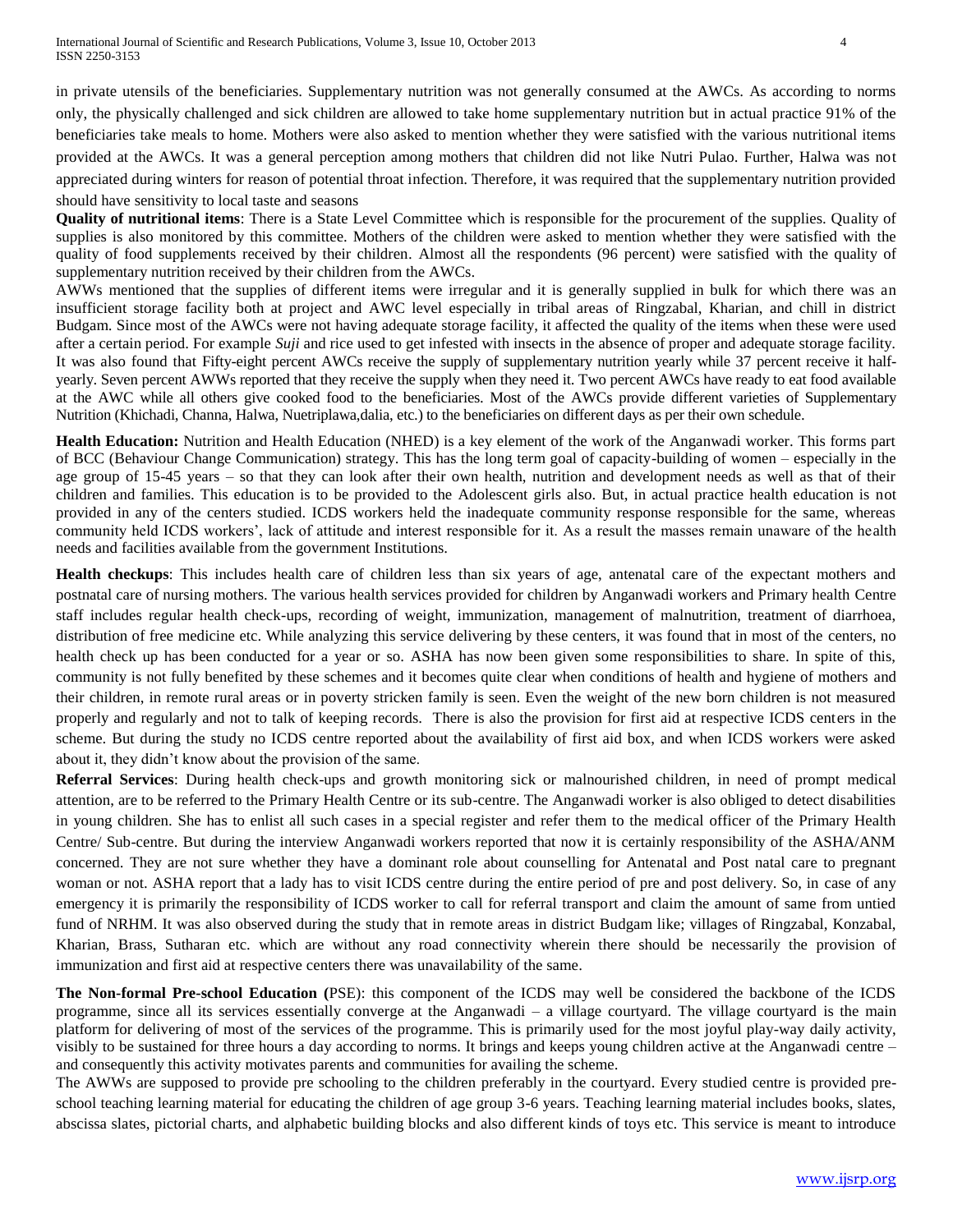in private utensils of the beneficiaries. Supplementary nutrition was not generally consumed at the AWCs. As according to norms only, the physically challenged and sick children are allowed to take home supplementary nutrition but in actual practice 91% of the beneficiaries take meals to home. Mothers were also asked to mention whether they were satisfied with the various nutritional items provided at the AWCs. It was a general perception among mothers that children did not like Nutri Pulao. Further, Halwa was not appreciated during winters for reason of potential throat infection. Therefore, it was required that the supplementary nutrition provided should have sensitivity to local taste and seasons

**Quality of nutritional items**: There is a State Level Committee which is responsible for the procurement of the supplies. Quality of supplies is also monitored by this committee. Mothers of the children were asked to mention whether they were satisfied with the quality of food supplements received by their children. Almost all the respondents (96 percent) were satisfied with the quality of supplementary nutrition received by their children from the AWCs.

AWWs mentioned that the supplies of different items were irregular and it is generally supplied in bulk for which there was an insufficient storage facility both at project and AWC level especially in tribal areas of Ringzabal, Kharian, and chill in district Budgam. Since most of the AWCs were not having adequate storage facility, it affected the quality of the items when these were used after a certain period. For example *Suji* and rice used to get infested with insects in the absence of proper and adequate storage facility. It was also found that Fifty-eight percent AWCs receive the supply of supplementary nutrition yearly while 37 percent receive it half-yearly. Seven percent AWWs reported that they receive the supply when they need it. Two percent AWCs have ready to eat food available at the AWC while all others give cooked food to the beneficiaries. Most of the AWCs provide different varieties of Supplementary Nutrition (Khichadi, Channa, Halwa, Nuetriplawa,dalia, etc.) to the beneficiaries on different days as per their own schedule.

**Health Education:** Nutrition and Health Education (NHED) is a key element of the work of the Anganwadi worker. This forms part of BCC (Behaviour Change Communication) strategy. This has the long term goal of capacity-building of women – especially in the age group of 15-45 years – so that they can look after their own health, nutrition and development needs as well as that of their children and families. This education is to be provided to the Adolescent girls also. But, in actual practice health education is not provided in any of the centers studied. ICDS workers held the inadequate community response responsible for the same, whereas community held ICDS workers', lack of attitude and interest responsible for it. As a result the masses remain unaware of the health needs and facilities available from the government Institutions.

**Health checkups**: This includes health care of children less than six years of age, antenatal care of the expectant mothers and postnatal care of nursing mothers. The various health services provided for children by Anganwadi workers and Primary health Centre staff includes regular health check-ups, recording of weight, immunization, management of malnutrition, treatment of diarrhoea, distribution of free medicine etc. While analyzing this service delivering by these centers, it was found that in most of the centers, no health check up has been conducted for a year or so. ASHA has now been given some responsibilities to share. In spite of this, community is not fully benefited by these schemes and it becomes quite clear when conditions of health and hygiene of mothers and their children, in remote rural areas or in poverty stricken family is seen. Even the weight of the new born children is not measured properly and regularly and not to talk of keeping records. There is also the provision for first aid at respective ICDS centers in the scheme. But during the study no ICDS centre reported about the availability of first aid box, and when ICDS workers were asked about it, they didn't know about the provision of the same.

**Referral Services**: During health check-ups and growth monitoring sick or malnourished children, in need of prompt medical attention, are to be referred to the Primary Health Centre or its sub-centre. The Anganwadi worker is also obliged to detect disabilities in young children. She has to enlist all such cases in a special register and refer them to the medical officer of the Primary Health Centre/ Sub-centre. But during the interview Anganwadi workers reported that now it is certainly responsibility of the ASHA/ANM concerned. They are not sure whether they have a dominant role about counselling for Antenatal and Post natal care to pregnant woman or not. ASHA report that a lady has to visit ICDS centre during the entire period of pre and post delivery. So, in case of any emergency it is primarily the responsibility of ICDS worker to call for referral transport and claim the amount of same from untied fund of NRHM. It was also observed during the study that in remote areas in district Budgam like; villages of Ringzabal, Konzabal, Kharian, Brass, Sutharan etc. which are without any road connectivity wherein there should be necessarily the provision of immunization and first aid at respective centers there was unavailability of the same.

**The Non-formal Pre-school Education (**PSE): this component of the ICDS may well be considered the backbone of the ICDS programme, since all its services essentially converge at the Anganwadi – a village courtyard. The village courtyard is the main platform for delivering of most of the services of the programme. This is primarily used for the most joyful play-way daily activity, visibly to be sustained for three hours a day according to norms. It brings and keeps young children active at the Anganwadi centre – and consequently this activity motivates parents and communities for availing the scheme.

The AWWs are supposed to provide pre schooling to the children preferably in the courtyard. Every studied centre is provided pre-school teaching learning material for educating the children of age group 3-6 years. Teaching learning material includes books, slates, abscissa slates, pictorial charts, and alphabetic building blocks and also different kinds of toys etc. This service is meant to introduce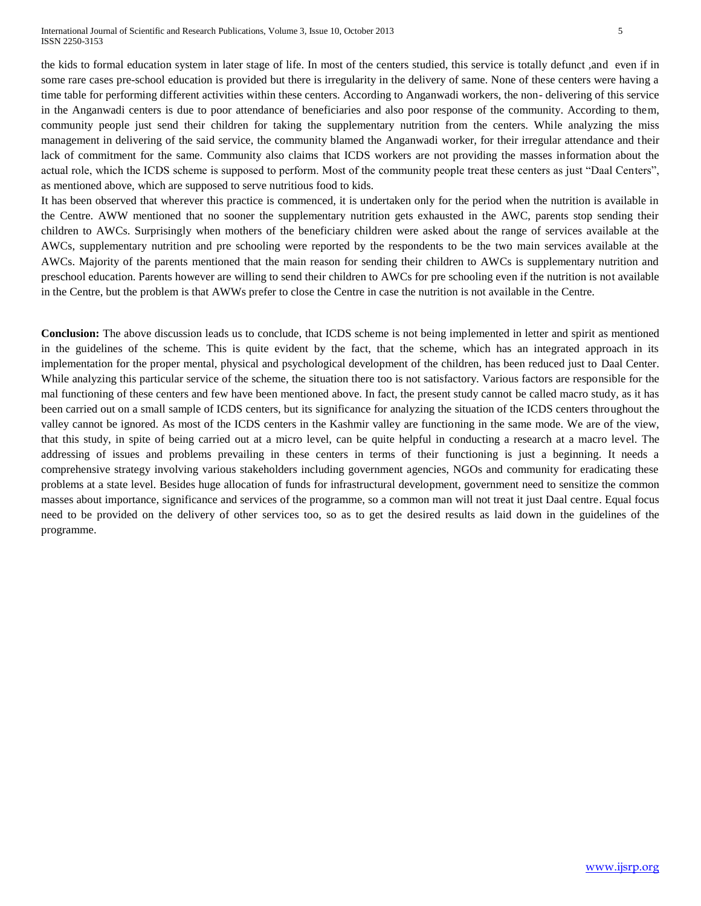the kids to formal education system in later stage of life. In most of the centers studied, this service is totally defunct ,and even if in some rare cases pre-school education is provided but there is irregularity in the delivery of same. None of these centers were having a time table for performing different activities within these centers. According to Anganwadi workers, the non- delivering of this service in the Anganwadi centers is due to poor attendance of beneficiaries and also poor response of the community. According to them, community people just send their children for taking the supplementary nutrition from the centers. While analyzing the miss management in delivering of the said service, the community blamed the Anganwadi worker, for their irregular attendance and their lack of commitment for the same. Community also claims that ICDS workers are not providing the masses information about the actual role, which the ICDS scheme is supposed to perform. Most of the community people treat these centers as just "Daal Centers", as mentioned above, which are supposed to serve nutritious food to kids.

It has been observed that wherever this practice is commenced, it is undertaken only for the period when the nutrition is available in the Centre. AWW mentioned that no sooner the supplementary nutrition gets exhausted in the AWC, parents stop sending their children to AWCs. Surprisingly when mothers of the beneficiary children were asked about the range of services available at the AWCs, supplementary nutrition and pre schooling were reported by the respondents to be the two main services available at the AWCs. Majority of the parents mentioned that the main reason for sending their children to AWCs is supplementary nutrition and preschool education. Parents however are willing to send their children to AWCs for pre schooling even if the nutrition is not available in the Centre, but the problem is that AWWs prefer to close the Centre in case the nutrition is not available in the Centre.

**Conclusion:** The above discussion leads us to conclude, that ICDS scheme is not being implemented in letter and spirit as mentioned in the guidelines of the scheme. This is quite evident by the fact, that the scheme, which has an integrated approach in its implementation for the proper mental, physical and psychological development of the children, has been reduced just to Daal Center. While analyzing this particular service of the scheme, the situation there too is not satisfactory. Various factors are responsible for the mal functioning of these centers and few have been mentioned above. In fact, the present study cannot be called macro study, as it has been carried out on a small sample of ICDS centers, but its significance for analyzing the situation of the ICDS centers throughout the valley cannot be ignored. As most of the ICDS centers in the Kashmir valley are functioning in the same mode. We are of the view, that this study, in spite of being carried out at a micro level, can be quite helpful in conducting a research at a macro level. The addressing of issues and problems prevailing in these centers in terms of their functioning is just a beginning. It needs a comprehensive strategy involving various stakeholders including government agencies, NGOs and community for eradicating these problems at a state level. Besides huge allocation of funds for infrastructural development, government need to sensitize the common masses about importance, significance and services of the programme, so a common man will not treat it just Daal centre. Equal focus need to be provided on the delivery of other services too, so as to get the desired results as laid down in the guidelines of the programme.